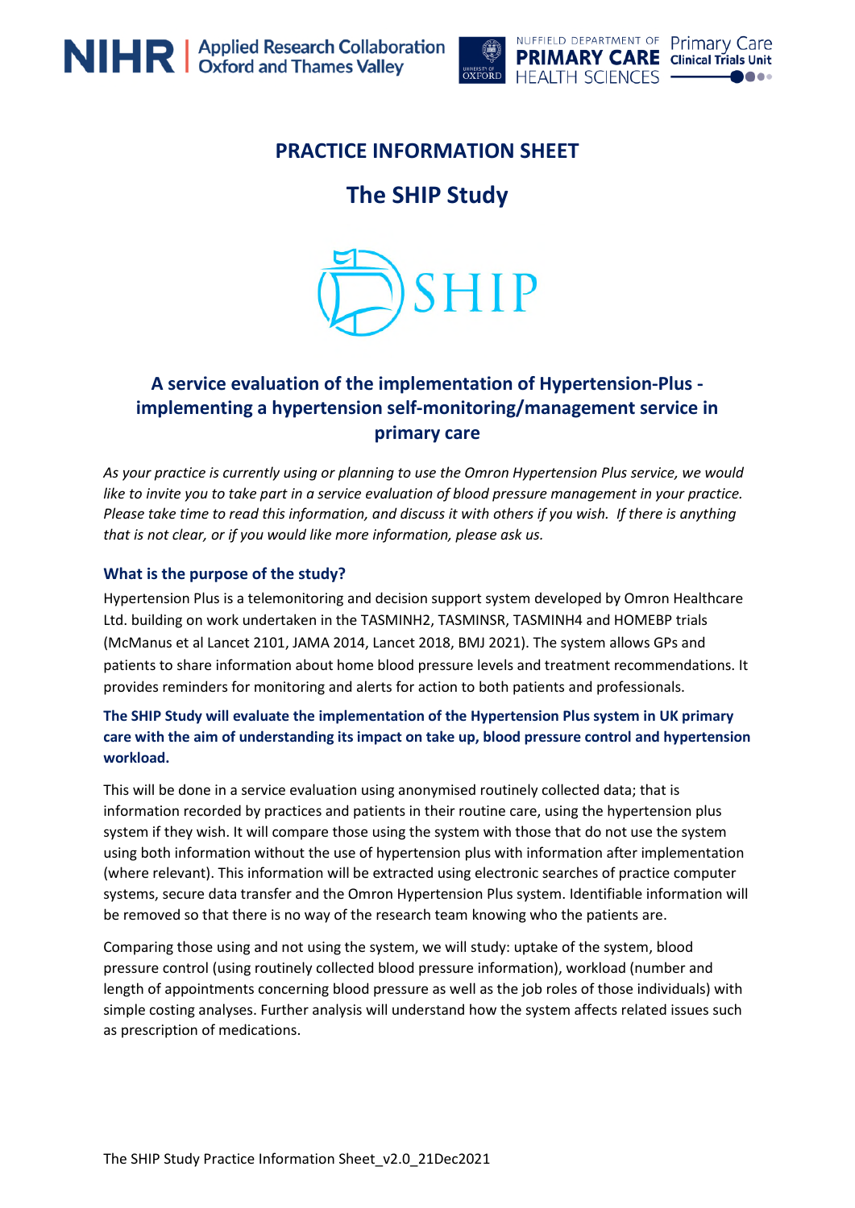# PRACTICE INFORMATION SHEET

## The SHIP Study

### A service evaluation of the implementation of Hypertension-Plus - implementing a hypertension self-monitoring/management service in primary care

*As your practice is currently using or planning to use the Omron Hypertension Plus service, we would like to invite you to take part in a service evaluation of blood pressure management in your practice. Please take time to read this information, and discuss it with others if you wish. If there is anything that is not clear, or if you would like more information, please ask us.*

### What is the purpose of the study?

Hypertension Plus is a telemonitoring and decision support system developed by Omron Healthcare Ltd. building on work undertaken in the TASMINH2, TASMINSR, TASMINH4 and HOMEBP trials (McManus et al Lancet 2101, JAMA 2014, Lancet 2018, BMJ 2021). The system allows GPs and patients to share information about home blood pressure levels and treatment recommendations. It provides reminders for monitoring and alerts for action to both patients and professionals.

**The SHIP Study will evaluate the implementation of the Hypertension Plus system in UK primary care with the aim of understanding its impact on take up, blood pressure control and hypertension workload.**

This will be done in a service evaluation using anonymised routinely collected data; that is information recorded by practices and patients in their routine care, using the hypertension plus system if they wish. It will compare those using the system with those that do not use the system using both information without the use of hypertension plus with information after implementation (where relevant). This information will be extracted using electronic searches of practice computer systems, secure data transfer and the Omron Hypertension Plus system. Identifiable information will be removed so that there is no way of the research team knowing who the patients are.

Comparing those using and not using the system, we will study: uptake of the system, blood pressure control (using routinely collected blood pressure information), workload (number and length of appointments concerning blood pressure as well as the job roles of those individuals) with simple costing analyses. Further analysis will understand how the system affects related issues such as prescription of medications.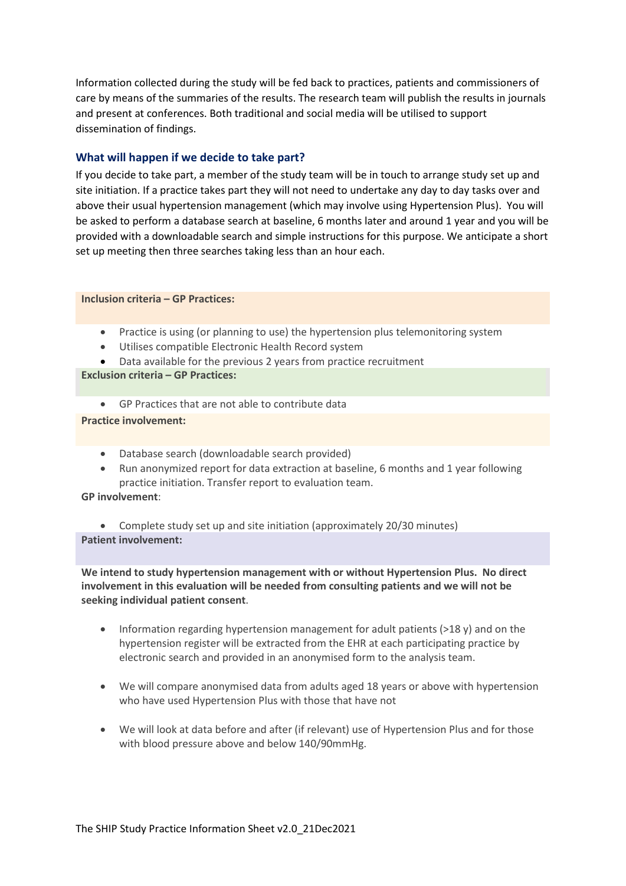Information collected during the study will be fed back to practices, patients and commissioners of care by means of the summaries of the results. The research team will publish the results in journals and present at conferences. Both traditional and social media will be utilised to support dissemination of findings.

## What will happen if we decide to take part?

If you decide to take part, a member of the study team will be in touch to arrange study set up and site initiation. If a practice takes part they will not need to undertake any day to day tasks over and above their usual hypertension management (which may involve using Hypertension Plus). You will be asked to perform a database search at baseline, 6 months later and around 1 year and you will be provided with a downloadable search and simple instructions for this purpose. We anticipate a short set up meeting then three searches taking less than an hour each.

**Inclusion criteria – GP Practices:**

- Practice is using (or planning to use) the hypertension plus telemonitoring system
- Utilises compatible Electronic Health Record system
- Data available for the previous 2 years from practice recruitment

**Exclusion criteria – GP Practices:**

- GP Practices that are not able to contribute data

**Practice involvement:**

- Database search (downloadable search provided)
- Run anonymized report for data extraction at baseline, 6 months and 1 year following practice initiation. Transfer report to evaluation team.

**GP involvement**:

- Complete study set up and site initiation (approximately 20/30 minutes)

**Patient involvement:**

**We intend to study hypertension management with or without Hypertension Plus. No direct involvement in this evaluation will be needed from consulting patients and we will not be seeking individual patient consent**.

- Information regarding hypertension management for adult patients (>18 y) and on the hypertension register will be extracted from the EHR at each participating practice by electronic search and provided in an anonymised form to the analysis team.
- We will compare anonymised data from adults aged 18 years or above with hypertension who have used Hypertension Plus with those that have not
- We will look at data before and after (if relevant) use of Hypertension Plus and for those with blood pressure above and below 140/90mmHg.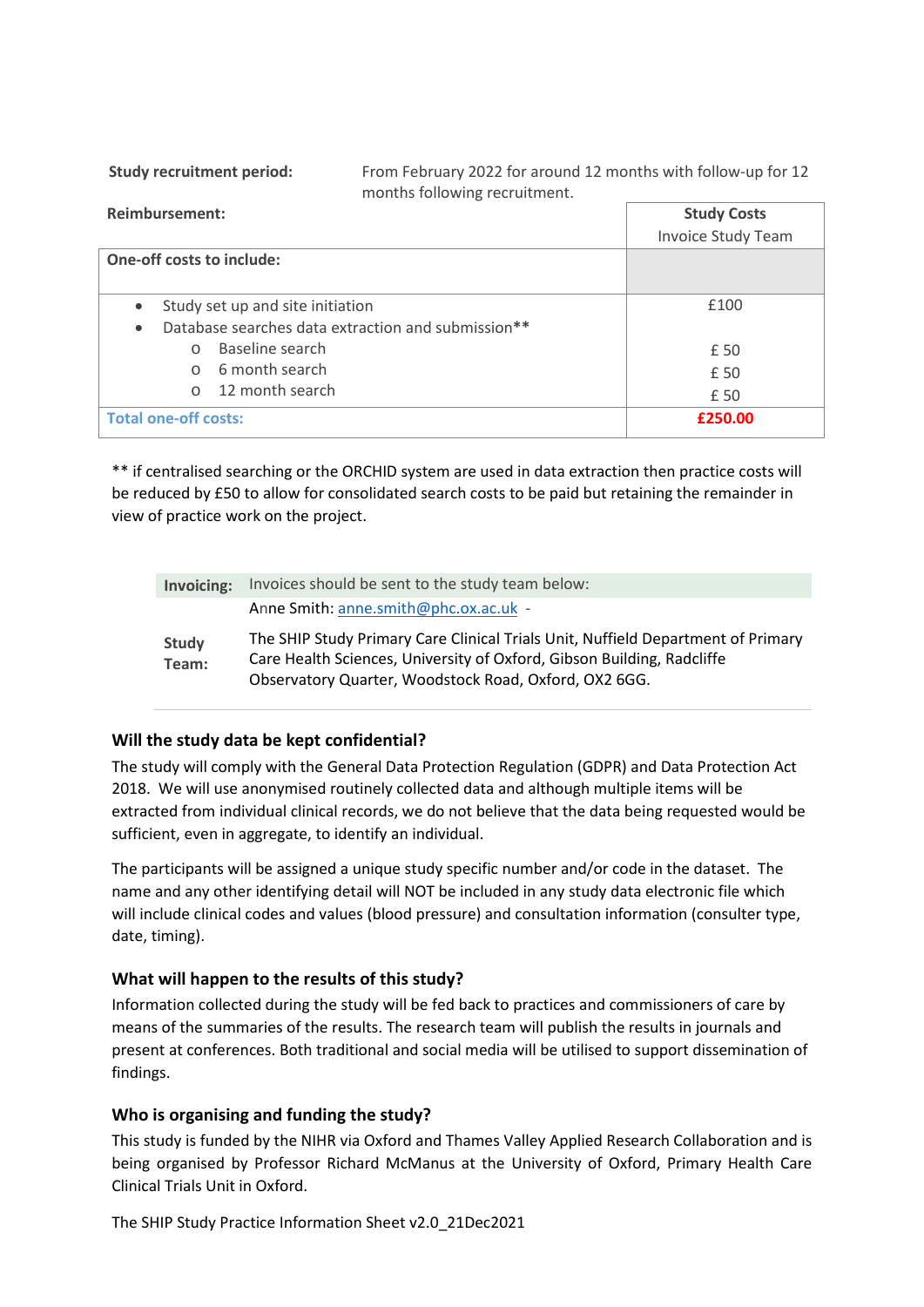**Study recruitment period:** From February 2022 for around 12 months with follow-up for 12 months following recruitment.

**Reimbursement:**

| | **Study Costs**<br>Invoice Study Team |
|---|---|
| **One-off costs to include:** | |
| • Study set up and site initiation | £100 |
| • Database searches data extraction and submission** | |
| o Baseline search | £ 50 |
| o 6 month search | £ 50 |
| o 12 month search | £ 50 |
| **Total one-off costs:** | **£250.00** |

** if centralised searching or the ORCHID system are used in data extraction then practice costs will be reduced by £50 to allow for consolidated search costs to be paid but retaining the remainder in view of practice work on the project.

| | |
|---|---|
| **Invoicing:** | Invoices should be sent to the study team below: |
| | Anne Smith: anne.smith@phc.ox.ac.uk - |
| **Study Team:** | The SHIP Study Primary Care Clinical Trials Unit, Nuffield Department of Primary Care Health Sciences, University of Oxford, Gibson Building, Radcliffe Observatory Quarter, Woodstock Road, Oxford, OX2 6GG. |

### Will the study data be kept confidential?

The study will comply with the General Data Protection Regulation (GDPR) and Data Protection Act 2018. We will use anonymised routinely collected data and although multiple items will be extracted from individual clinical records, we do not believe that the data being requested would be sufficient, even in aggregate, to identify an individual.

The participants will be assigned a unique study specific number and/or code in the dataset. The name and any other identifying detail will NOT be included in any study data electronic file which will include clinical codes and values (blood pressure) and consultation information (consulter type, date, timing).

### What will happen to the results of this study?

Information collected during the study will be fed back to practices and commissioners of care by means of the summaries of the results. The research team will publish the results in journals and present at conferences. Both traditional and social media will be utilised to support dissemination of findings.

### Who is organising and funding the study?

This study is funded by the NIHR via Oxford and Thames Valley Applied Research Collaboration and is being organised by Professor Richard McManus at the University of Oxford, Primary Health Care Clinical Trials Unit in Oxford.

The SHIP Study Practice Information Sheet v2.0_21Dec2021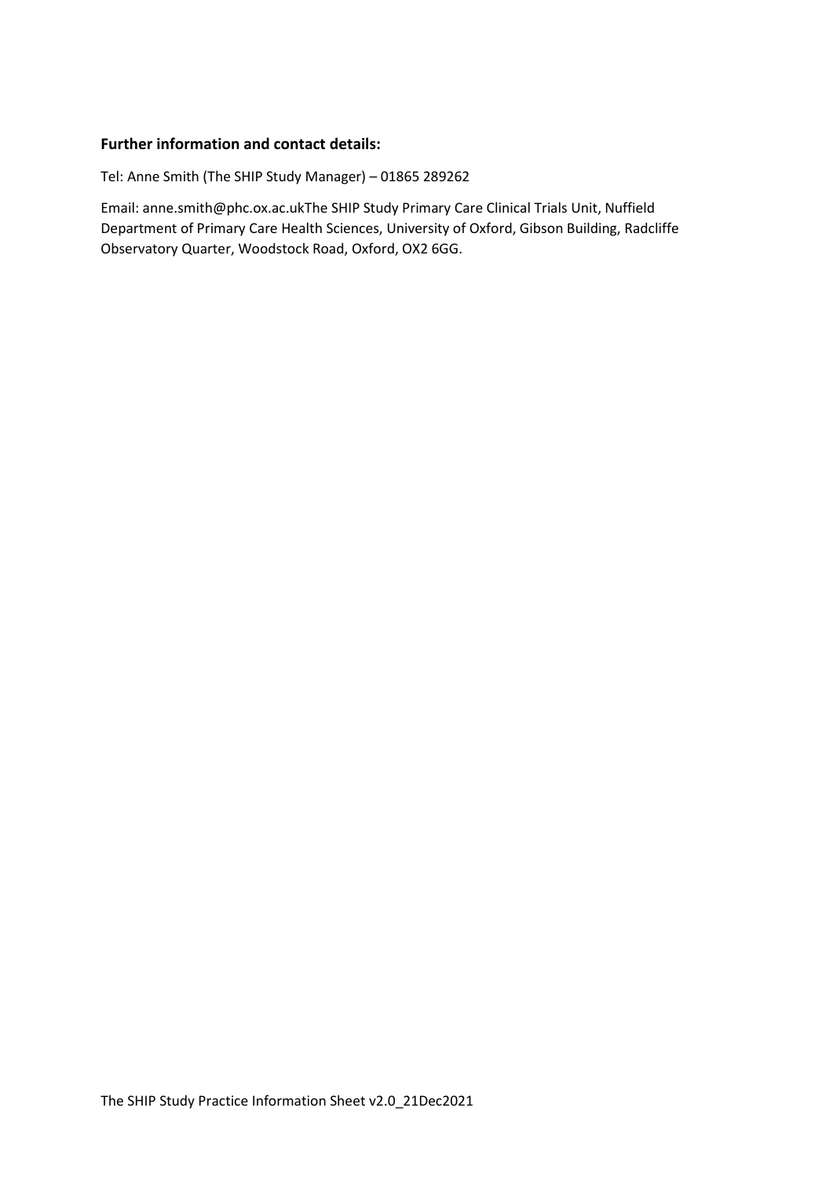**Further information and contact details:**

Tel: Anne Smith (The SHIP Study Manager) – 01865 289262

Email: anne.smith@phc.ox.ac.ukThe SHIP Study Primary Care Clinical Trials Unit, Nuffield Department of Primary Care Health Sciences, University of Oxford, Gibson Building, Radcliffe Observatory Quarter, Woodstock Road, Oxford, OX2 6GG.